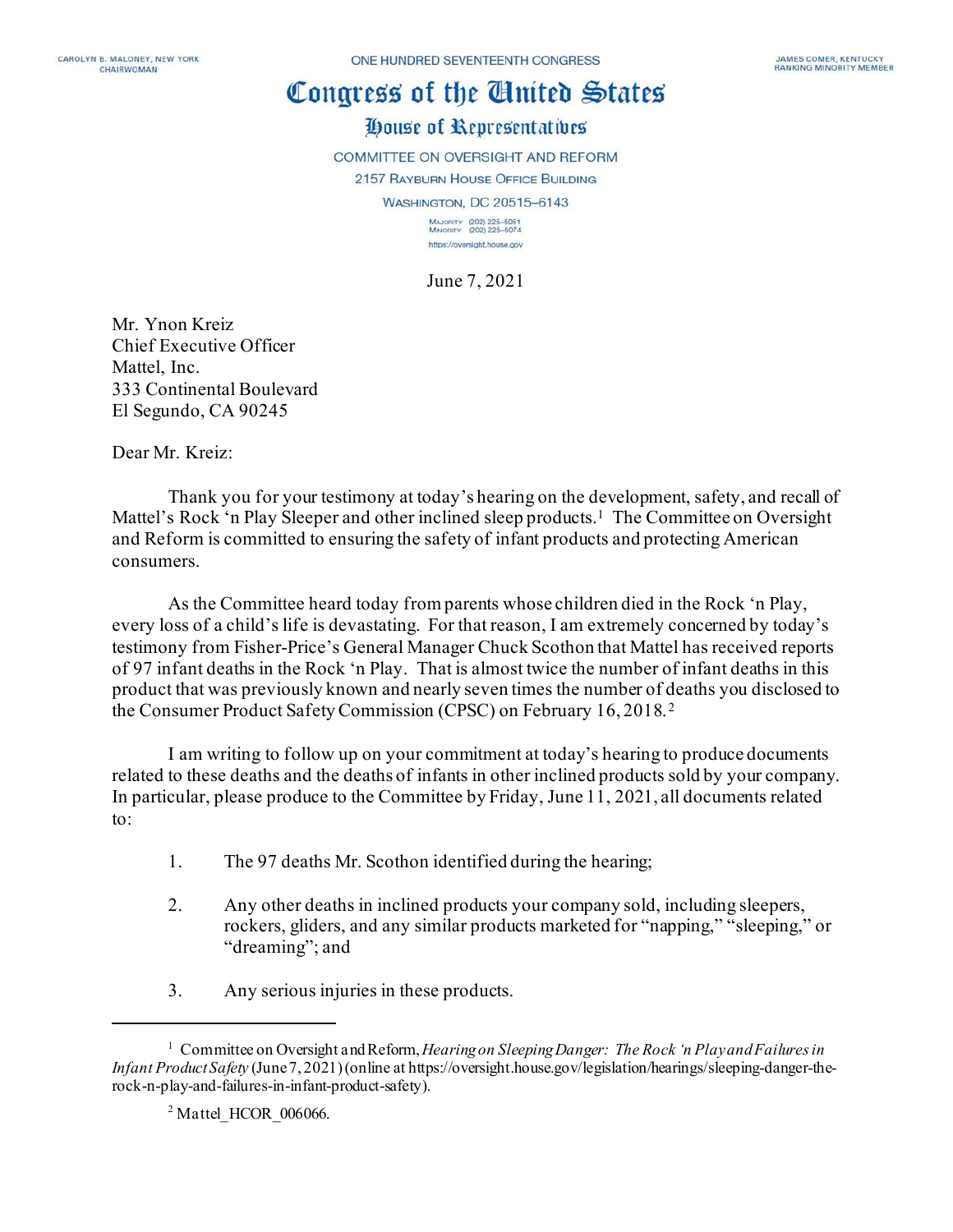CAROLYN B. MALONEY, NEW YORK
CHAIRWOMAN

ONE HUNDRED SEVENTEENTH CONGRESS

JAMES COMER, KENTUCKY
RANKING MINORITY MEMBER

# Congress of the United States

## House of Representatives

COMMITTEE ON OVERSIGHT AND REFORM
2157 RAYBURN HOUSE OFFICE BUILDING
WASHINGTON, DC 20515–6143

MAJORITY (202) 225–5051
MINORITY (202) 225–5074
https://oversight.house.gov

June 7, 2021

Mr. Ynon Kreiz
Chief Executive Officer
Mattel, Inc.
333 Continental Boulevard
El Segundo, CA 90245

Dear Mr. Kreiz:

Thank you for your testimony at today's hearing on the development, safety, and recall of Mattel's Rock 'n Play Sleeper and other inclined sleep products.[1] The Committee on Oversight and Reform is committed to ensuring the safety of infant products and protecting American consumers.

As the Committee heard today from parents whose children died in the Rock 'n Play, every loss of a child's life is devastating. For that reason, I am extremely concerned by today's testimony from Fisher-Price's General Manager Chuck Scothon that Mattel has received reports of 97 infant deaths in the Rock 'n Play. That is almost twice the number of infant deaths in this product that was previously known and nearly seven times the number of deaths you disclosed to the Consumer Product Safety Commission (CPSC) on February 16, 2018.[2]

I am writing to follow up on your commitment at today's hearing to produce documents related to these deaths and the deaths of infants in other inclined products sold by your company. In particular, please produce to the Committee by Friday, June 11, 2021, all documents related to:

1. The 97 deaths Mr. Scothon identified during the hearing;
2. Any other deaths in inclined products your company sold, including sleepers, rockers, gliders, and any similar products marketed for "napping," "sleeping," or "dreaming"; and
3. Any serious injuries in these products.

---

[1] Committee on Oversight and Reform, *Hearing on Sleeping Danger: The Rock 'n Play and Failures in Infant Product Safety* (June 7, 2021) (online at https://oversight.house.gov/legislation/hearings/sleeping-danger-the-rock-n-play-and-failures-in-infant-product-safety).

[2] Mattel_HCOR_006066.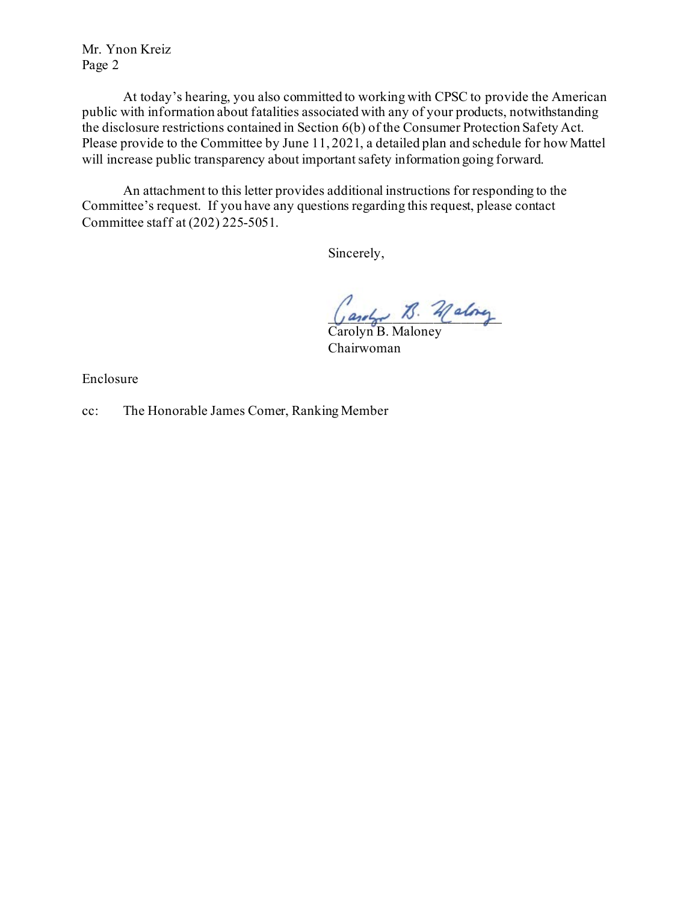Mr. Ynon Kreiz
Page 2

At today's hearing, you also committed to working with CPSC to provide the American public with information about fatalities associated with any of your products, notwithstanding the disclosure restrictions contained in Section 6(b) of the Consumer Protection Safety Act. Please provide to the Committee by June 11, 2021, a detailed plan and schedule for how Mattel will increase public transparency about important safety information going forward.

An attachment to this letter provides additional instructions for responding to the Committee's request. If you have any questions regarding this request, please contact Committee staff at (202) 225-5051.

Sincerely,

Carolyn B. Maloney
Chairwoman

Enclosure

cc: The Honorable James Comer, Ranking Member